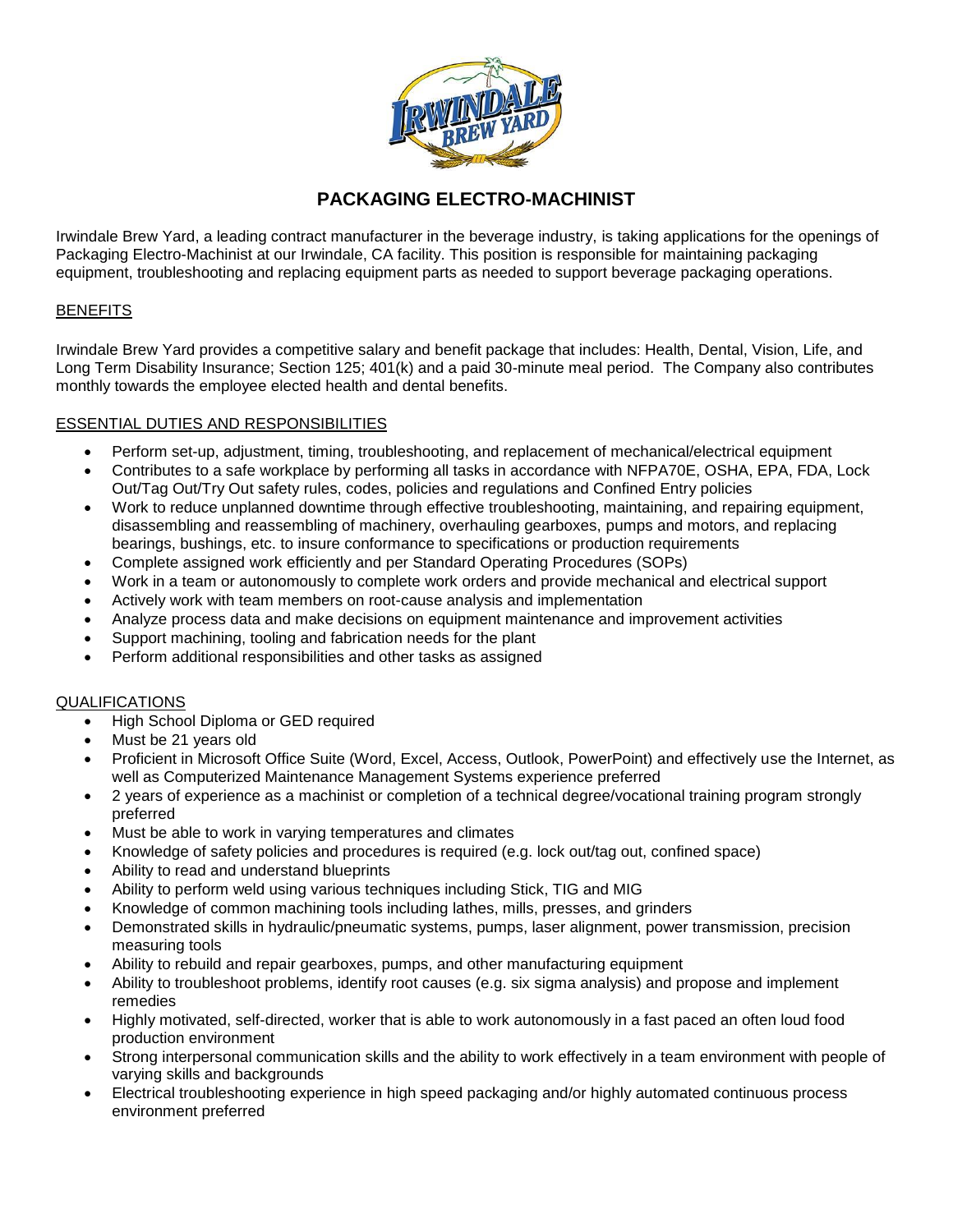# PACKAGING ELECTRO-MACHINIST

Irwindale Brew Yard, a leading contract manufacturer in the beverage industry, is taking applications for the openings of Packaging Electro-Machinist at our Irwindale, CA facility. This position is responsible for maintaining packaging equipment, troubleshooting and replacing equipment parts as needed to support beverage packaging operations.

## BENEFITS

Irwindale Brew Yard provides a competitive salary and benefit package that includes: Health, Dental, Vision, Life, and Long Term Disability Insurance; Section 125; 401(k) and a paid 30-minute meal period. The Company also contributes monthly towards the employee elected health and dental benefits.

## ESSENTIAL DUTIES AND RESPONSIBILITIES

- Perform set-up, adjustment, timing, troubleshooting, and replacement of mechanical/electrical equipment
- Contributes to a safe workplace by performing all tasks in accordance with NFPA70E, OSHA, EPA, FDA, Lock Out/Tag Out/Try Out safety rules, codes, policies and regulations and Confined Entry policies
- Work to reduce unplanned downtime through effective troubleshooting, maintaining, and repairing equipment, disassembling and reassembling of machinery, overhauling gearboxes, pumps and motors, and replacing bearings, bushings, etc. to insure conformance to specifications or production requirements
- Complete assigned work efficiently and per Standard Operating Procedures (SOPs)
- Work in a team or autonomously to complete work orders and provide mechanical and electrical support
- Actively work with team members on root-cause analysis and implementation
- Analyze process data and make decisions on equipment maintenance and improvement activities
- Support machining, tooling and fabrication needs for the plant
- Perform additional responsibilities and other tasks as assigned

## QUALIFICATIONS

- High School Diploma or GED required
- Must be 21 years old
- Proficient in Microsoft Office Suite (Word, Excel, Access, Outlook, PowerPoint) and effectively use the Internet, as well as Computerized Maintenance Management Systems experience preferred
- 2 years of experience as a machinist or completion of a technical degree/vocational training program strongly preferred
- Must be able to work in varying temperatures and climates
- Knowledge of safety policies and procedures is required (e.g. lock out/tag out, confined space)
- Ability to read and understand blueprints
- Ability to perform weld using various techniques including Stick, TIG and MIG
- Knowledge of common machining tools including lathes, mills, presses, and grinders
- Demonstrated skills in hydraulic/pneumatic systems, pumps, laser alignment, power transmission, precision measuring tools
- Ability to rebuild and repair gearboxes, pumps, and other manufacturing equipment
- Ability to troubleshoot problems, identify root causes (e.g. six sigma analysis) and propose and implement remedies
- Highly motivated, self-directed, worker that is able to work autonomously in a fast paced an often loud food production environment
- Strong interpersonal communication skills and the ability to work effectively in a team environment with people of varying skills and backgrounds
- Electrical troubleshooting experience in high speed packaging and/or highly automated continuous process environment preferred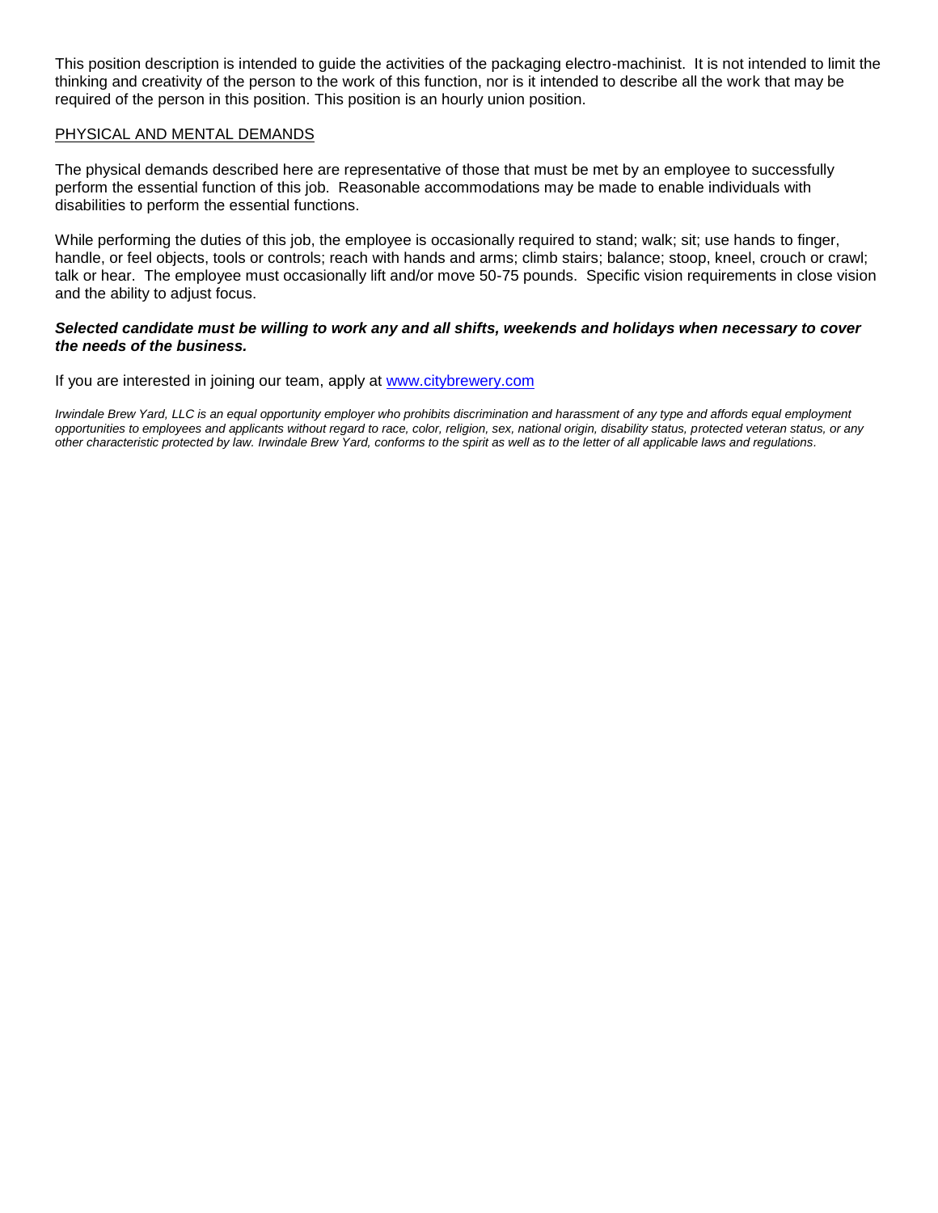This position description is intended to guide the activities of the packaging electro-machinist. It is not intended to limit the thinking and creativity of the person to the work of this function, nor is it intended to describe all the work that may be required of the person in this position. This position is an hourly union position.

PHYSICAL AND MENTAL DEMANDS

The physical demands described here are representative of those that must be met by an employee to successfully perform the essential function of this job. Reasonable accommodations may be made to enable individuals with disabilities to perform the essential functions.

While performing the duties of this job, the employee is occasionally required to stand; walk; sit; use hands to finger, handle, or feel objects, tools or controls; reach with hands and arms; climb stairs; balance; stoop, kneel, crouch or crawl; talk or hear. The employee must occasionally lift and/or move 50-75 pounds. Specific vision requirements in close vision and the ability to adjust focus.

***Selected candidate must be willing to work any and all shifts, weekends and holidays when necessary to cover the needs of the business.***

If you are interested in joining our team, apply at [www.citybrewery.com](http://www.citybrewery.com)

*Irwindale Brew Yard, LLC is an equal opportunity employer who prohibits discrimination and harassment of any type and affords equal employment opportunities to employees and applicants without regard to race, color, religion, sex, national origin, disability status, protected veteran status, or any other characteristic protected by law. Irwindale Brew Yard, conforms to the spirit as well as to the letter of all applicable laws and regulations.*